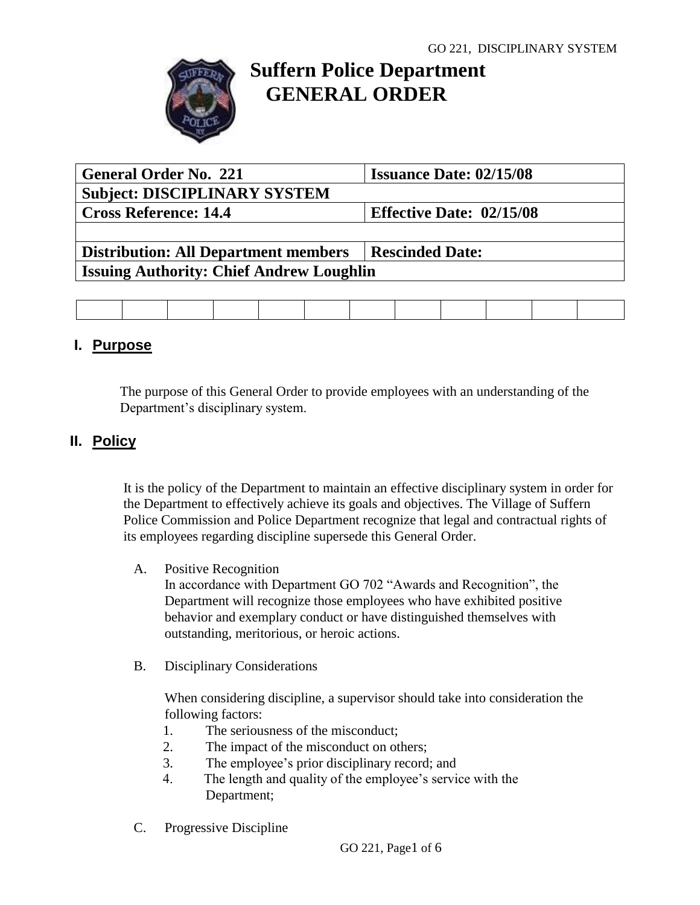# Suffern Police Department
# GENERAL ORDER

| | |
|---|---|
| **General Order No. 221** | **Issuance Date: 02/15/08** |
| **Subject: DISCIPLINARY SYSTEM** | |
| **Cross Reference: 14.4** | **Effective Date: 02/15/08** |
| | |
| **Distribution: All Department members** | **Rescinded Date:** |
| **Issuing Authority: Chief Andrew Loughlin** | |

| | | | | | | | | | | | |
|---|---|---|---|---|---|---|---|---|---|---|---|
| | | | | | | | | | | | |

## I. Purpose

The purpose of this General Order to provide employees with an understanding of the Department's disciplinary system.

## II. Policy

It is the policy of the Department to maintain an effective disciplinary system in order for the Department to effectively achieve its goals and objectives. The Village of Suffern Police Commission and Police Department recognize that legal and contractual rights of its employees regarding discipline supersede this General Order.

A. Positive Recognition
In accordance with Department GO 702 "Awards and Recognition", the Department will recognize those employees who have exhibited positive behavior and exemplary conduct or have distinguished themselves with outstanding, meritorious, or heroic actions.

B. Disciplinary Considerations

When considering discipline, a supervisor should take into consideration the following factors:

1. The seriousness of the misconduct;
2. The impact of the misconduct on others;
3. The employee's prior disciplinary record; and
4. The length and quality of the employee's service with the Department;

C. Progressive Discipline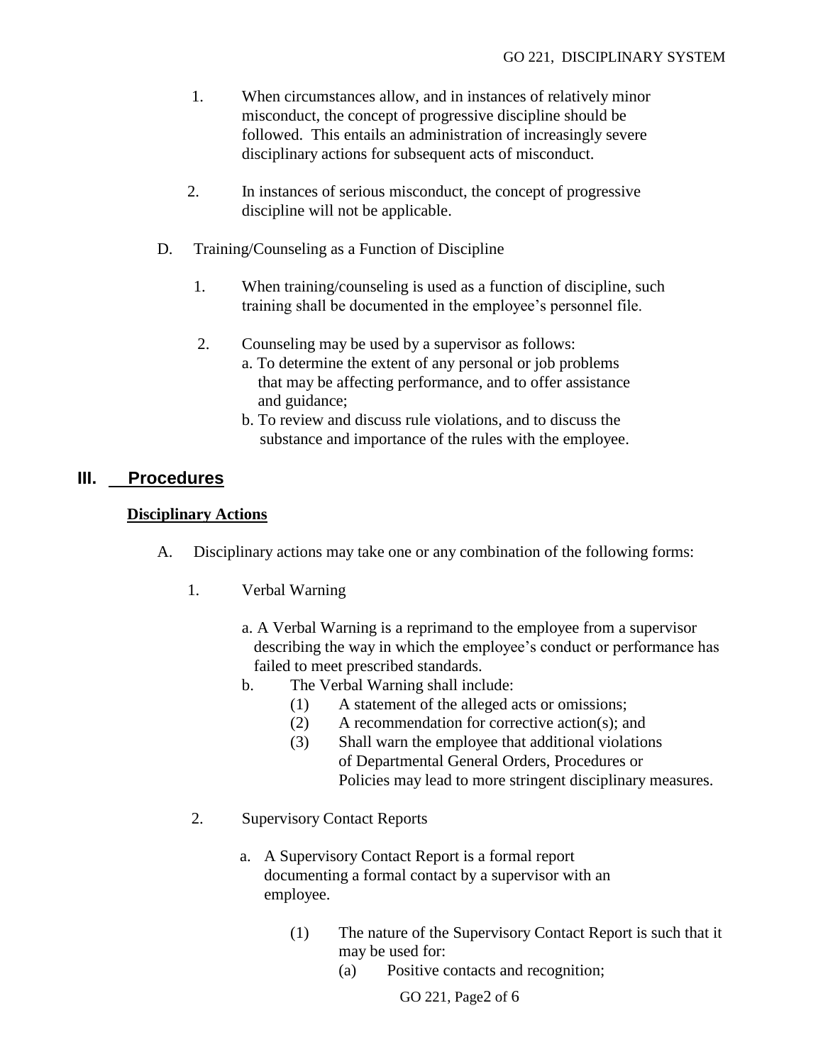1. When circumstances allow, and in instances of relatively minor misconduct, the concept of progressive discipline should be followed. This entails an administration of increasingly severe disciplinary actions for subsequent acts of misconduct.

2. In instances of serious misconduct, the concept of progressive discipline will not be applicable.

D. Training/Counseling as a Function of Discipline

1. When training/counseling is used as a function of discipline, such training shall be documented in the employee's personnel file.

2. Counseling may be used by a supervisor as follows:
   a. To determine the extent of any personal or job problems that may be affecting performance, and to offer assistance and guidance;
   b. To review and discuss rule violations, and to discuss the substance and importance of the rules with the employee.

## III. Procedures

### Disciplinary Actions

A. Disciplinary actions may take one or any combination of the following forms:

1. Verbal Warning

   a. A Verbal Warning is a reprimand to the employee from a supervisor describing the way in which the employee's conduct or performance has failed to meet prescribed standards.

   b. The Verbal Warning shall include:
      (1) A statement of the alleged acts or omissions;
      (2) A recommendation for corrective action(s); and
      (3) Shall warn the employee that additional violations of Departmental General Orders, Procedures or Policies may lead to more stringent disciplinary measures.

2. Supervisory Contact Reports

   a. A Supervisory Contact Report is a formal report documenting a formal contact by a supervisor with an employee.

      (1) The nature of the Supervisory Contact Report is such that it may be used for:
         (a) Positive contacts and recognition;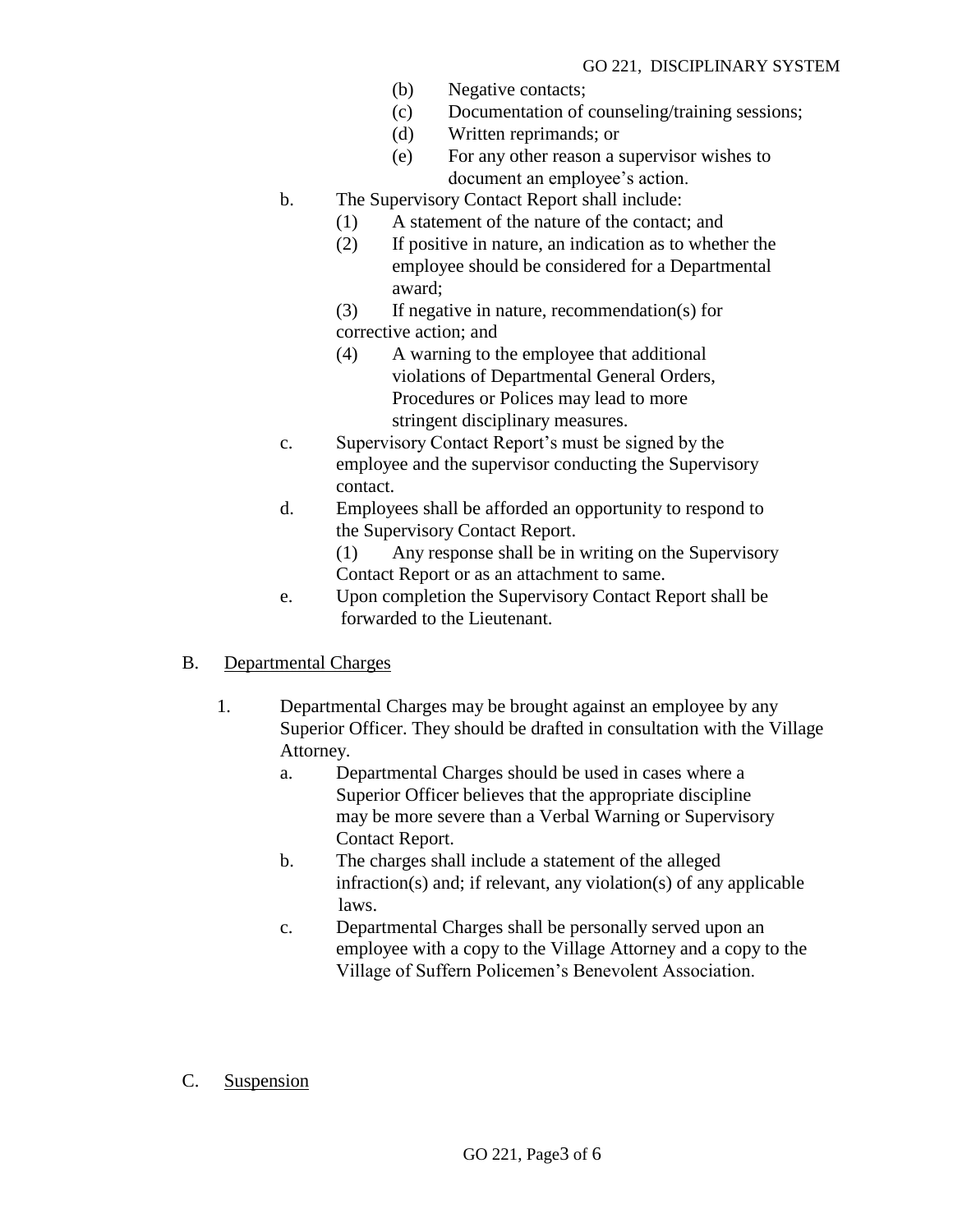- (b) Negative contacts;
- (c) Documentation of counseling/training sessions;
- (d) Written reprimands; or
- (e) For any other reason a supervisor wishes to document an employee's action.

b. The Supervisory Contact Report shall include:

- (1) A statement of the nature of the contact; and
- (2) If positive in nature, an indication as to whether the employee should be considered for a Departmental award;
- (3) If negative in nature, recommendation(s) for corrective action; and
- (4) A warning to the employee that additional violations of Departmental General Orders, Procedures or Polices may lead to more stringent disciplinary measures.

c. Supervisory Contact Report's must be signed by the employee and the supervisor conducting the Supervisory contact.

d. Employees shall be afforded an opportunity to respond to the Supervisory Contact Report.

- (1) Any response shall be in writing on the Supervisory Contact Report or as an attachment to same.

e. Upon completion the Supervisory Contact Report shall be forwarded to the Lieutenant.

B. Departmental Charges

1. Departmental Charges may be brought against an employee by any Superior Officer. They should be drafted in consultation with the Village Attorney.

   a. Departmental Charges should be used in cases where a Superior Officer believes that the appropriate discipline may be more severe than a Verbal Warning or Supervisory Contact Report.

   b. The charges shall include a statement of the alleged infraction(s) and; if relevant, any violation(s) of any applicable laws.

   c. Departmental Charges shall be personally served upon an employee with a copy to the Village Attorney and a copy to the Village of Suffern Policemen's Benevolent Association.

C. Suspension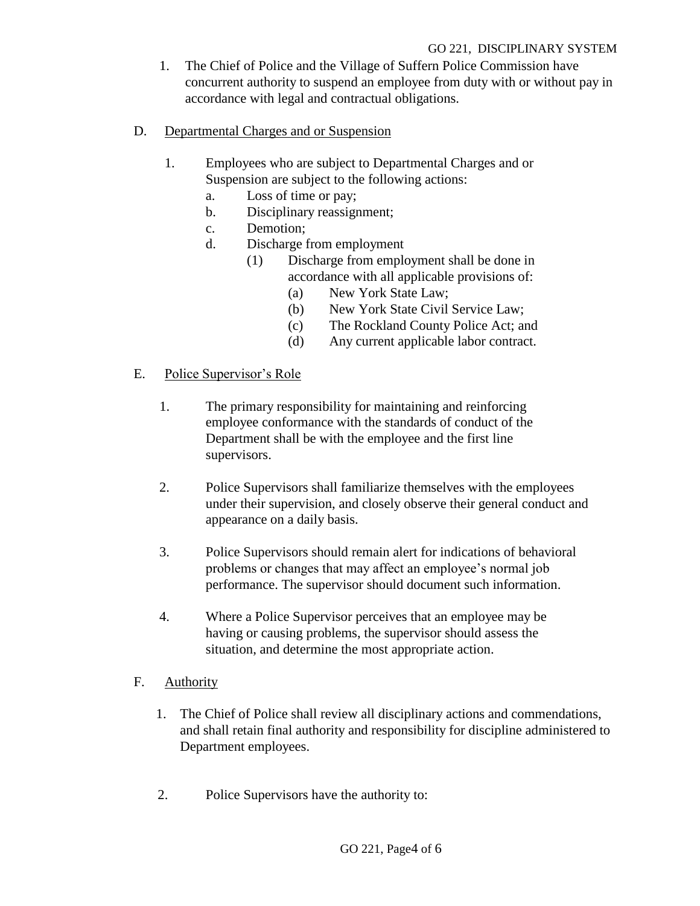1. The Chief of Police and the Village of Suffern Police Commission have concurrent authority to suspend an employee from duty with or without pay in accordance with legal and contractual obligations.

D. Departmental Charges and or Suspension

1. Employees who are subject to Departmental Charges and or Suspension are subject to the following actions:
   a. Loss of time or pay;
   b. Disciplinary reassignment;
   c. Demotion;
   d. Discharge from employment
      (1) Discharge from employment shall be done in accordance with all applicable provisions of:
         (a) New York State Law;
         (b) New York State Civil Service Law;
         (c) The Rockland County Police Act; and
         (d) Any current applicable labor contract.

E. Police Supervisor's Role

1. The primary responsibility for maintaining and reinforcing employee conformance with the standards of conduct of the Department shall be with the employee and the first line supervisors.

2. Police Supervisors shall familiarize themselves with the employees under their supervision, and closely observe their general conduct and appearance on a daily basis.

3. Police Supervisors should remain alert for indications of behavioral problems or changes that may affect an employee's normal job performance. The supervisor should document such information.

4. Where a Police Supervisor perceives that an employee may be having or causing problems, the supervisor should assess the situation, and determine the most appropriate action.

F. Authority

1. The Chief of Police shall review all disciplinary actions and commendations, and shall retain final authority and responsibility for discipline administered to Department employees.

2. Police Supervisors have the authority to: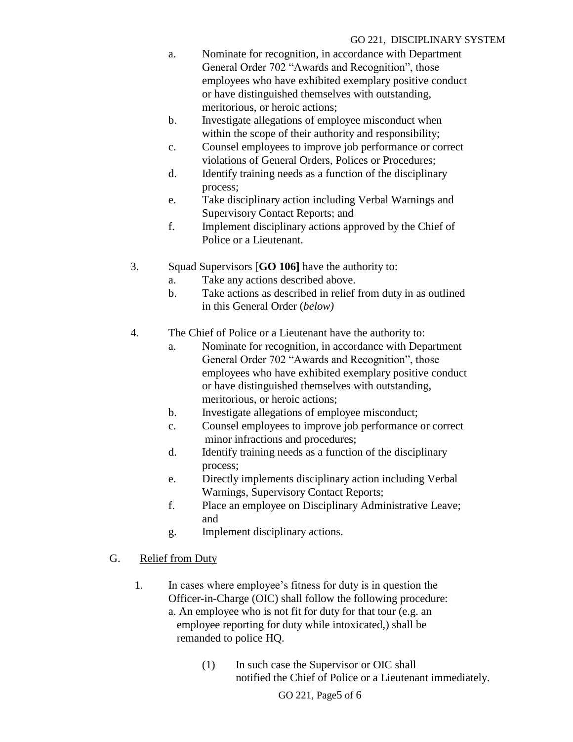a. Nominate for recognition, in accordance with Department General Order 702 "Awards and Recognition", those employees who have exhibited exemplary positive conduct or have distinguished themselves with outstanding, meritorious, or heroic actions;
b. Investigate allegations of employee misconduct when within the scope of their authority and responsibility;
c. Counsel employees to improve job performance or correct violations of General Orders, Polices or Procedures;
d. Identify training needs as a function of the disciplinary process;
e. Take disciplinary action including Verbal Warnings and Supervisory Contact Reports; and
f. Implement disciplinary actions approved by the Chief of Police or a Lieutenant.

3. Squad Supervisors [**GO 106]** have the authority to:
   a. Take any actions described above.
   b. Take actions as described in relief from duty in as outlined in this General Order (*below)*

4. The Chief of Police or a Lieutenant have the authority to:
   a. Nominate for recognition, in accordance with Department General Order 702 "Awards and Recognition", those employees who have exhibited exemplary positive conduct or have distinguished themselves with outstanding, meritorious, or heroic actions;
   b. Investigate allegations of employee misconduct;
   c. Counsel employees to improve job performance or correct minor infractions and procedures;
   d. Identify training needs as a function of the disciplinary process;
   e. Directly implements disciplinary action including Verbal Warnings, Supervisory Contact Reports;
   f. Place an employee on Disciplinary Administrative Leave; and
   g. Implement disciplinary actions.

G. <u>Relief from Duty</u>

1. In cases where employee's fitness for duty is in question the Officer-in-Charge (OIC) shall follow the following procedure:
   a. An employee who is not fit for duty for that tour (e.g. an employee reporting for duty while intoxicated,) shall be remanded to police HQ.

      (1) In such case the Supervisor or OIC shall notified the Chief of Police or a Lieutenant immediately.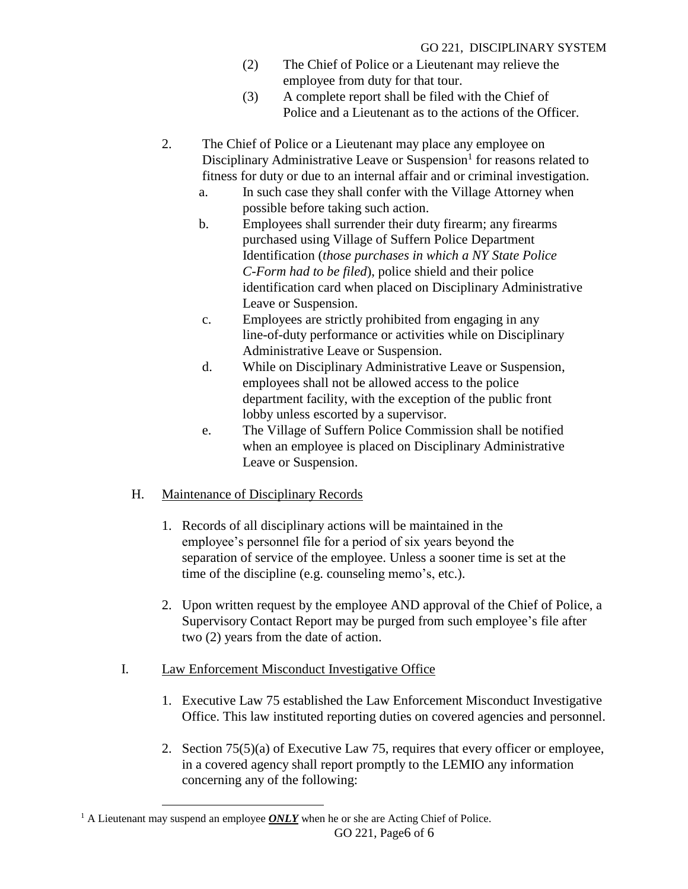(2) The Chief of Police or a Lieutenant may relieve the employee from duty for that tour.

(3) A complete report shall be filed with the Chief of Police and a Lieutenant as to the actions of the Officer.

2. The Chief of Police or a Lieutenant may place any employee on Disciplinary Administrative Leave or Suspension[1] for reasons related to fitness for duty or due to an internal affair and or criminal investigation.
   a. In such case they shall confer with the Village Attorney when possible before taking such action.
   b. Employees shall surrender their duty firearm; any firearms purchased using Village of Suffern Police Department Identification (*those purchases in which a NY State Police C-Form had to be filed*), police shield and their police identification card when placed on Disciplinary Administrative Leave or Suspension.
   c. Employees are strictly prohibited from engaging in any line-of-duty performance or activities while on Disciplinary Administrative Leave or Suspension.
   d. While on Disciplinary Administrative Leave or Suspension, employees shall not be allowed access to the police department facility, with the exception of the public front lobby unless escorted by a supervisor.
   e. The Village of Suffern Police Commission shall be notified when an employee is placed on Disciplinary Administrative Leave or Suspension.

H. Maintenance of Disciplinary Records

1. Records of all disciplinary actions will be maintained in the employee's personnel file for a period of six years beyond the separation of service of the employee. Unless a sooner time is set at the time of the discipline (e.g. counseling memo's, etc.).

2. Upon written request by the employee AND approval of the Chief of Police, a Supervisory Contact Report may be purged from such employee's file after two (2) years from the date of action.

I. Law Enforcement Misconduct Investigative Office

1. Executive Law 75 established the Law Enforcement Misconduct Investigative Office. This law instituted reporting duties on covered agencies and personnel.

2. Section 75(5)(a) of Executive Law 75, requires that every officer or employee, in a covered agency shall report promptly to the LEMIO any information concerning any of the following:

---

[1] A Lieutenant may suspend an employee ***ONLY*** when he or she are Acting Chief of Police.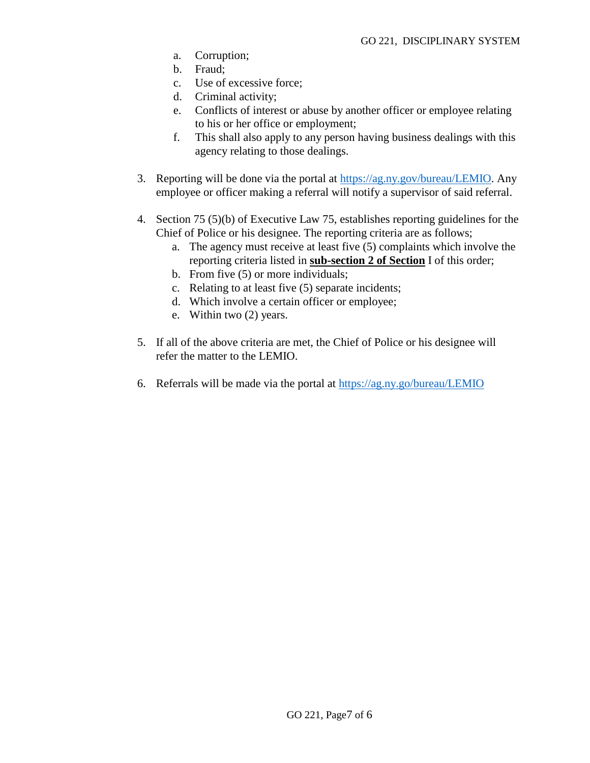a. Corruption;
   b. Fraud;
   c. Use of excessive force;
   d. Criminal activity;
   e. Conflicts of interest or abuse by another officer or employee relating to his or her office or employment;
   f. This shall also apply to any person having business dealings with this agency relating to those dealings.

3. Reporting will be done via the portal at https://ag.ny.gov/bureau/LEMIO. Any employee or officer making a referral will notify a supervisor of said referral.

4. Section 75 (5)(b) of Executive Law 75, establishes reporting guidelines for the Chief of Police or his designee. The reporting criteria are as follows;
   a. The agency must receive at least five (5) complaints which involve the reporting criteria listed in **sub-section 2 of Section** I of this order;
   b. From five (5) or more individuals;
   c. Relating to at least five (5) separate incidents;
   d. Which involve a certain officer or employee;
   e. Within two (2) years.

5. If all of the above criteria are met, the Chief of Police or his designee will refer the matter to the LEMIO.

6. Referrals will be made via the portal at https://ag.ny.go/bureau/LEMIO